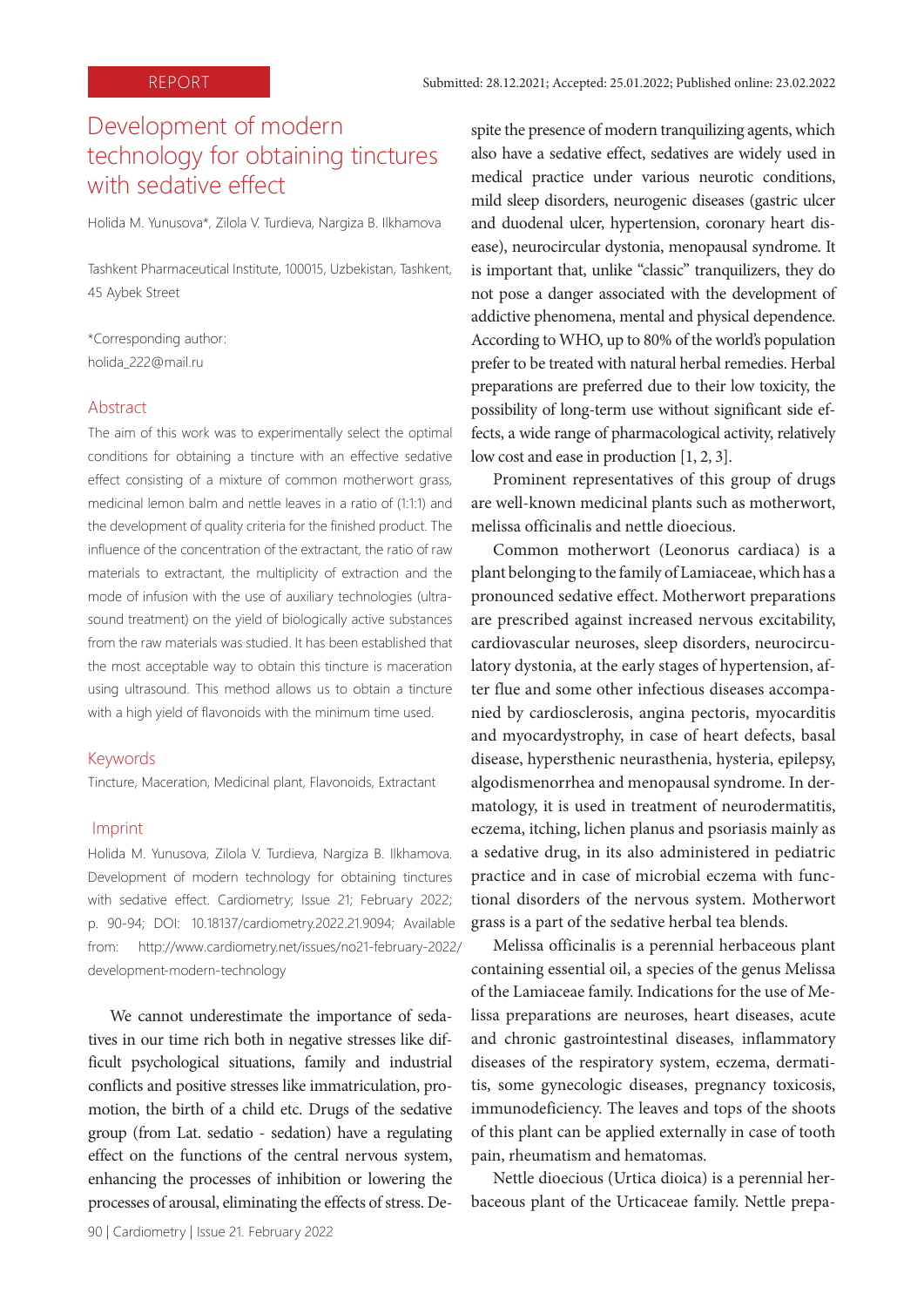REPORT

Submitted: 28.12.2021; Accepted: 25.01.2022; Published online: 23.02.2022

# Development of modern technology for obtaining tinctures with sedative effect

Holida M. Yunusova*, Zilola V. Turdieva, Nargiza B. Ilkhamova

Tashkent Pharmaceutical Institute, 100015, Uzbekistan, Tashkent, 45 Aybek Street

*Corresponding author:
holida_222@mail.ru

## Abstract

The aim of this work was to experimentally select the optimal conditions for obtaining a tincture with an effective sedative effect consisting of a mixture of common motherwort grass, medicinal lemon balm and nettle leaves in a ratio of (1:1:1) and the development of quality criteria for the finished product. The influence of the concentration of the extractant, the ratio of raw materials to extractant, the multiplicity of extraction and the mode of infusion with the use of auxiliary technologies (ultrasound treatment) on the yield of biologically active substances from the raw materials was studied. It has been established that the most acceptable way to obtain this tincture is maceration using ultrasound. This method allows us to obtain a tincture with a high yield of flavonoids with the minimum time used.

## Keywords

Tincture, Maceration, Medicinal plant, Flavonoids, Extractant

## Imprint

Holida M. Yunusova, Zilola V. Turdieva, Nargiza B. Ilkhamova. Development of modern technology for obtaining tinctures with sedative effect. Cardiometry; Issue 21; February 2022; p. 90-94; DOI: 10.18137/cardiometry.2022.21.9094; Available from: http://www.cardiometry.net/issues/no21-february-2022/development-modern-technology

We cannot underestimate the importance of sedatives in our time rich both in negative stresses like difficult psychological situations, family and industrial conflicts and positive stresses like immatriculation, promotion, the birth of a child etc. Drugs of the sedative group (from Lat. sedatio - sedation) have a regulating effect on the functions of the central nervous system, enhancing the processes of inhibition or lowering the processes of arousal, eliminating the effects of stress. Despite the presence of modern tranquilizing agents, which also have a sedative effect, sedatives are widely used in medical practice under various neurotic conditions, mild sleep disorders, neurogenic diseases (gastric ulcer and duodenal ulcer, hypertension, coronary heart disease), neurocircular dystonia, menopausal syndrome. It is important that, unlike "classic" tranquilizers, they do not pose a danger associated with the development of addictive phenomena, mental and physical dependence. According to WHO, up to 80% of the world's population prefer to be treated with natural herbal remedies. Herbal preparations are preferred due to their low toxicity, the possibility of long-term use without significant side effects, a wide range of pharmacological activity, relatively low cost and ease in production [1, 2, 3].

Prominent representatives of this group of drugs are well-known medicinal plants such as motherwort, melissa officinalis and nettle dioecious.

Common motherwort (Leonorus cardiaca) is a plant belonging to the family of Lamiaceae, which has a pronounced sedative effect. Motherwort preparations are prescribed against increased nervous excitability, cardiovascular neuroses, sleep disorders, neurocirculatory dystonia, at the early stages of hypertension, after flue and some other infectious diseases accompanied by cardiosclerosis, angina pectoris, myocarditis and myocardystrophy, in case of heart defects, basal disease, hypersthenic neurasthenia, hysteria, epilepsy, algodismenorrhea and menopausal syndrome. In dermatology, it is used in treatment of neurodermatitis, eczema, itching, lichen planus and psoriasis mainly as a sedative drug, in its also administered in pediatric practice and in case of microbial eczema with functional disorders of the nervous system. Motherwort grass is a part of the sedative herbal tea blends.

Melissa officinalis is a perennial herbaceous plant containing essential oil, a species of the genus Melissa of the Lamiaceae family. Indications for the use of Melissa preparations are neuroses, heart diseases, acute and chronic gastrointestinal diseases, inflammatory diseases of the respiratory system, eczema, dermatitis, some gynecologic diseases, pregnancy toxicosis, immunodeficiency. The leaves and tops of the shoots of this plant can be applied externally in case of tooth pain, rheumatism and hematomas.

Nettle dioecious (Urtica dioica) is a perennial herbaceous plant of the Urticaceae family. Nettle prepa-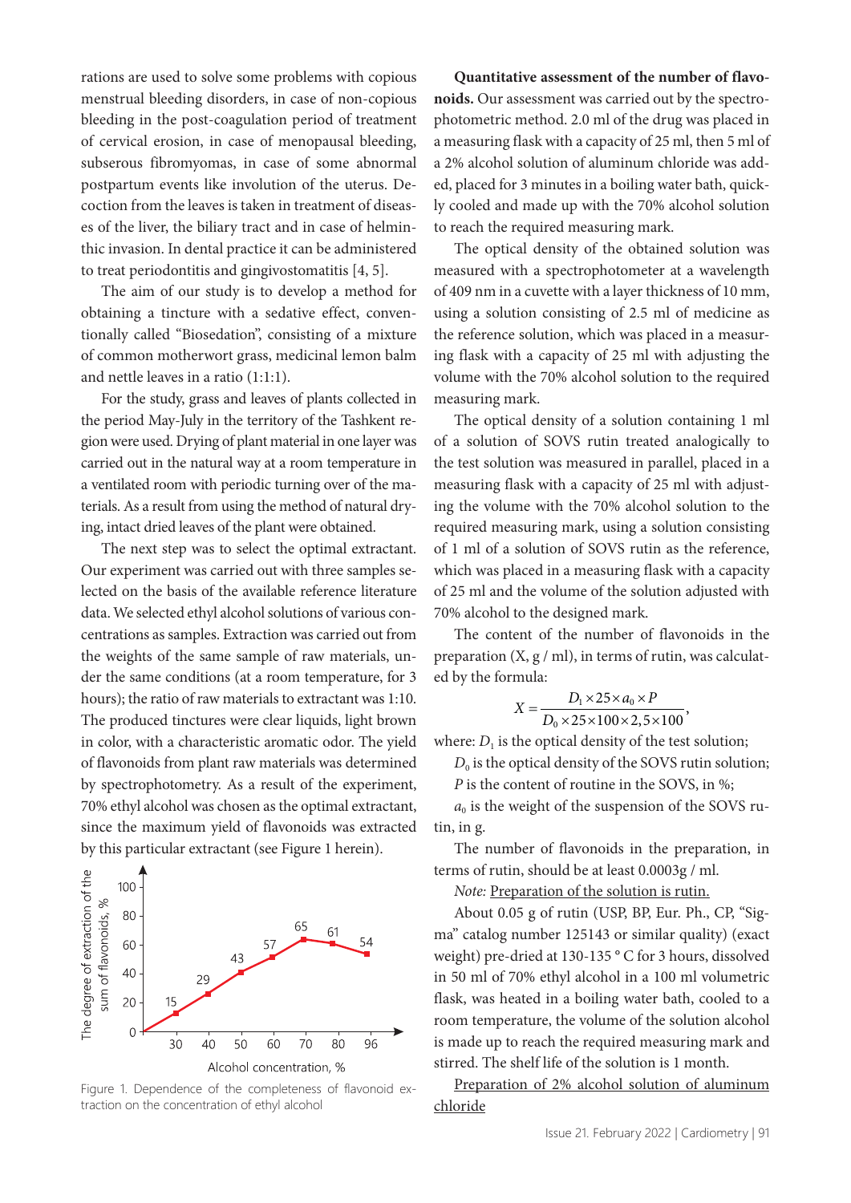rations are used to solve some problems with copious menstrual bleeding disorders, in case of non-copious bleeding in the post-coagulation period of treatment of cervical erosion, in case of menopausal bleeding, subserous fibromyomas, in case of some abnormal postpartum events like involution of the uterus. Decoction from the leaves is taken in treatment of diseases of the liver, the biliary tract and in case of helminthic invasion. In dental practice it can be administered to treat periodontitis and gingivostomatitis [4, 5].

The aim of our study is to develop a method for obtaining a tincture with a sedative effect, conventionally called "Biosedation", consisting of a mixture of common motherwort grass, medicinal lemon balm and nettle leaves in a ratio (1:1:1).

For the study, grass and leaves of plants collected in the period May-July in the territory of the Tashkent region were used. Drying of plant material in one layer was carried out in the natural way at a room temperature in a ventilated room with periodic turning over of the materials. As a result from using the method of natural drying, intact dried leaves of the plant were obtained.

The next step was to select the optimal extractant. Our experiment was carried out with three samples selected on the basis of the available reference literature data. We selected ethyl alcohol solutions of various concentrations as samples. Extraction was carried out from the weights of the same sample of raw materials, under the same conditions (at a room temperature, for 3 hours); the ratio of raw materials to extractant was 1:10. The produced tinctures were clear liquids, light brown in color, with a characteristic aromatic odor. The yield of flavonoids from plant raw materials was determined by spectrophotometry. As a result of the experiment, 70% ethyl alcohol was chosen as the optimal extractant, since the maximum yield of flavonoids was extracted by this particular extractant (see Figure 1 herein).

| Alcohol concentration, % | 30 | 40 | 50 | 60 | 70 | 80 | 96 |
|---|---|---|---|---|---|---|---|
| The degree of extraction of the sum of flavonoids, % | 15 | 29 | 43 | 57 | 65 | 61 | 54 |

Figure 1. Dependence of the completeness of flavonoid extraction on the concentration of ethyl alcohol

**Quantitative assessment of the number of flavonoids.** Our assessment was carried out by the spectrophotometric method. 2.0 ml of the drug was placed in a measuring flask with a capacity of 25 ml, then 5 ml of a 2% alcohol solution of aluminum chloride was added, placed for 3 minutes in a boiling water bath, quickly cooled and made up with the 70% alcohol solution to reach the required measuring mark.

The optical density of the obtained solution was measured with a spectrophotometer at a wavelength of 409 nm in a cuvette with a layer thickness of 10 mm, using a solution consisting of 2.5 ml of medicine as the reference solution, which was placed in a measuring flask with a capacity of 25 ml with adjusting the volume with the 70% alcohol solution to the required measuring mark.

The optical density of a solution containing 1 ml of a solution of SOVS rutin treated analogically to the test solution was measured in parallel, placed in a measuring flask with a capacity of 25 ml with adjusting the volume with the 70% alcohol solution to the required measuring mark, using a solution consisting of 1 ml of a solution of SOVS rutin as the reference, which was placed in a measuring flask with a capacity of 25 ml and the volume of the solution adjusted with 70% alcohol to the designed mark.

The content of the number of flavonoids in the preparation (X, g / ml), in terms of rutin, was calculated by the formula:

$$X = \frac{D_1 \times 25 \times a_0 \times P}{D_0 \times 25 \times 100 \times 2,5 \times 100},$$

where: $D_1$ is the optical density of the test solution;

$D_0$ is the optical density of the SOVS rutin solution;

$P$ is the content of routine in the SOVS, in %;

$a_0$ is the weight of the suspension of the SOVS rutin, in g.

The number of flavonoids in the preparation, in terms of rutin, should be at least 0.0003g / ml.

*Note:* Preparation of the solution is rutin.

About 0.05 g of rutin (USP, BP, Eur. Ph., CP, "Sigma" catalog number 125143 or similar quality) (exact weight) pre-dried at 130-135 ° C for 3 hours, dissolved in 50 ml of 70% ethyl alcohol in a 100 ml volumetric flask, was heated in a boiling water bath, cooled to a room temperature, the volume of the solution alcohol is made up to reach the required measuring mark and stirred. The shelf life of the solution is 1 month.

Preparation of 2% alcohol solution of aluminum chloride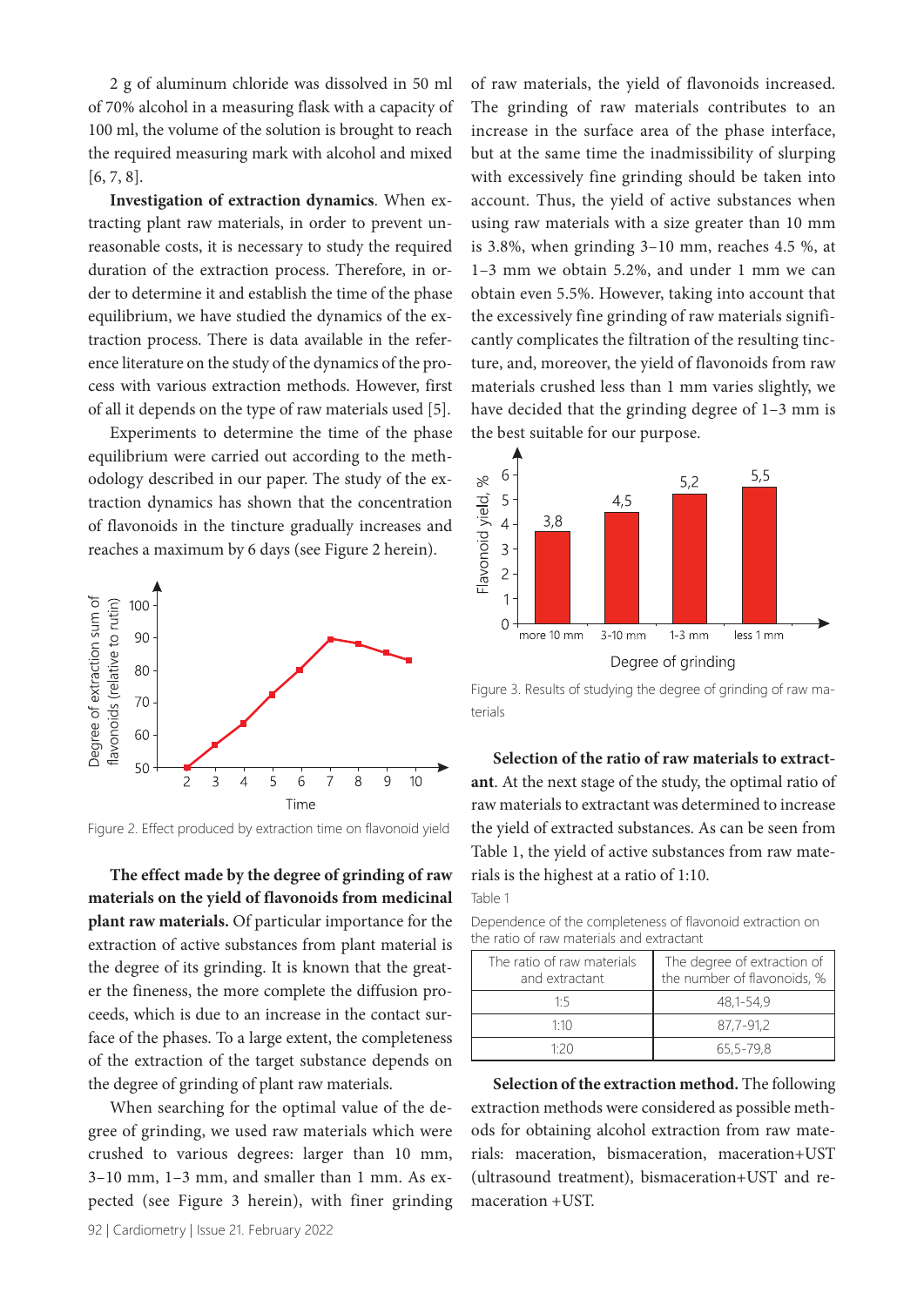2 g of aluminum chloride was dissolved in 50 ml of 70% alcohol in a measuring flask with a capacity of 100 ml, the volume of the solution is brought to reach the required measuring mark with alcohol and mixed [6, 7, 8].

**Investigation of extraction dynamics**. When extracting plant raw materials, in order to prevent unreasonable costs, it is necessary to study the required duration of the extraction process. Therefore, in order to determine it and establish the time of the phase equilibrium, we have studied the dynamics of the extraction process. There is data available in the reference literature on the study of the dynamics of the process with various extraction methods. However, first of all it depends on the type of raw materials used [5].

Experiments to determine the time of the phase equilibrium were carried out according to the methodology described in our paper. The study of the extraction dynamics has shown that the concentration of flavonoids in the tincture gradually increases and reaches a maximum by 6 days (see Figure 2 herein).

Figure 2. Effect produced by extraction time on flavonoid yield

**The effect made by the degree of grinding of raw materials on the yield of flavonoids from medicinal plant raw materials.** Of particular importance for the extraction of active substances from plant material is the degree of its grinding. It is known that the greater the fineness, the more complete the diffusion proceeds, which is due to an increase in the contact surface of the phases. To a large extent, the completeness of the extraction of the target substance depends on the degree of grinding of plant raw materials.

When searching for the optimal value of the degree of grinding, we used raw materials which were crushed to various degrees: larger than 10 mm, 3–10 mm, 1–3 mm, and smaller than 1 mm. As expected (see Figure 3 herein), with finer grinding of raw materials, the yield of flavonoids increased. The grinding of raw materials contributes to an increase in the surface area of the phase interface, but at the same time the inadmissibility of slurping with excessively fine grinding should be taken into account. Thus, the yield of active substances when using raw materials with a size greater than 10 mm is 3.8%, when grinding 3–10 mm, reaches 4.5 %, at 1–3 mm we obtain 5.2%, and under 1 mm we can obtain even 5.5%. However, taking into account that the excessively fine grinding of raw materials significantly complicates the filtration of the resulting tincture, and, moreover, the yield of flavonoids from raw materials crushed less than 1 mm varies slightly, we have decided that the grinding degree of 1–3 mm is the best suitable for our purpose.

Figure 3. Results of studying the degree of grinding of raw materials

**Selection of the ratio of raw materials to extractant**. At the next stage of the study, the optimal ratio of raw materials to extractant was determined to increase the yield of extracted substances. As can be seen from Table 1, the yield of active substances from raw materials is the highest at a ratio of 1:10.

Table 1

Dependence of the completeness of flavonoid extraction on the ratio of raw materials and extractant

| The ratio of raw materials and extractant | The degree of extraction of the number of flavonoids, % |
|---|---|
| 1:5 | 48,1-54,9 |
| 1:10 | 87,7-91,2 |
| 1:20 | 65,5-79,8 |

**Selection of the extraction method.** The following extraction methods were considered as possible methods for obtaining alcohol extraction from raw materials: maceration, bismaceration, maceration+UST (ultrasound treatment), bismaceration+UST and remaceration +UST.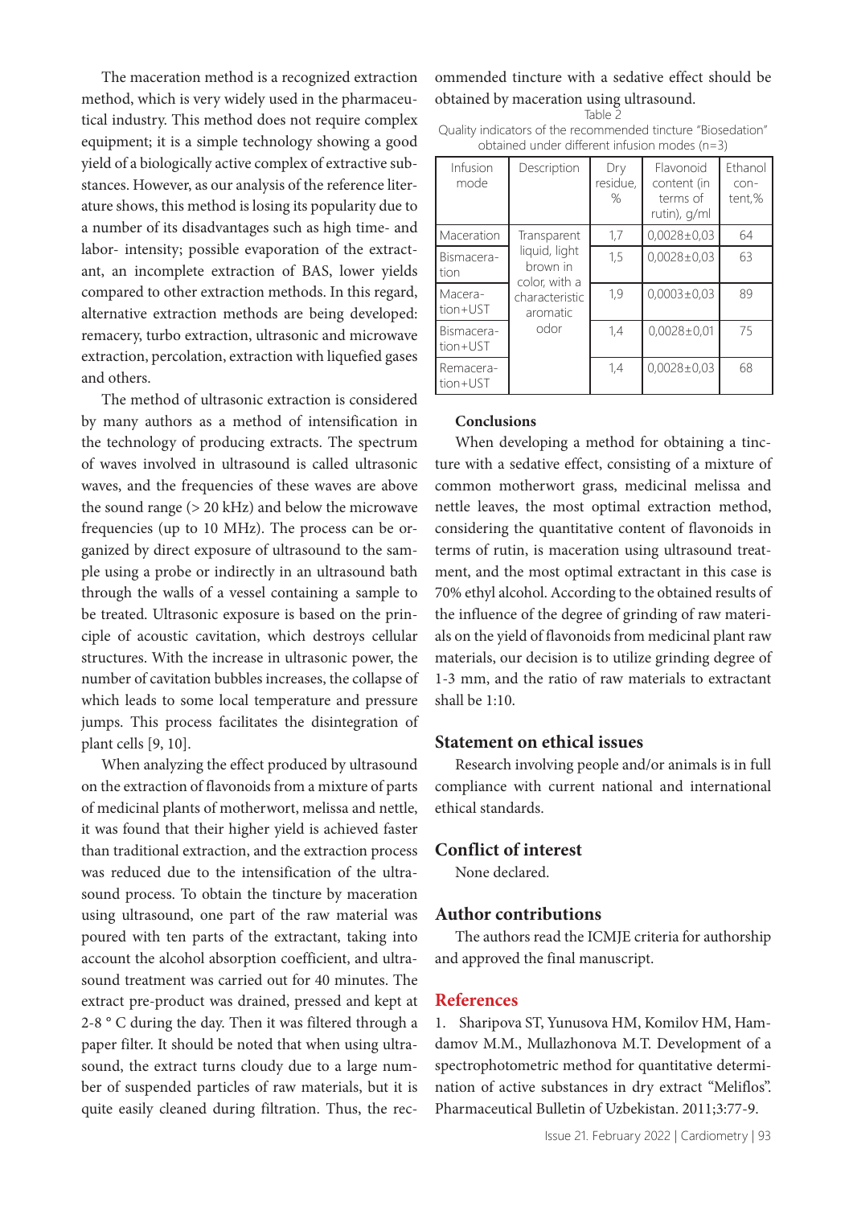The maceration method is a recognized extraction method, which is very widely used in the pharmaceutical industry. This method does not require complex equipment; it is a simple technology showing a good yield of a biologically active complex of extractive substances. However, as our analysis of the reference literature shows, this method is losing its popularity due to a number of its disadvantages such as high time- and labor- intensity; possible evaporation of the extractant, an incomplete extraction of BAS, lower yields compared to other extraction methods. In this regard, alternative extraction methods are being developed: remacery, turbo extraction, ultrasonic and microwave extraction, percolation, extraction with liquefied gases and others.

The method of ultrasonic extraction is considered by many authors as a method of intensification in the technology of producing extracts. The spectrum of waves involved in ultrasound is called ultrasonic waves, and the frequencies of these waves are above the sound range (> 20 kHz) and below the microwave frequencies (up to 10 MHz). The process can be organized by direct exposure of ultrasound to the sample using a probe or indirectly in an ultrasound bath through the walls of a vessel containing a sample to be treated. Ultrasonic exposure is based on the principle of acoustic cavitation, which destroys cellular structures. With the increase in ultrasonic power, the number of cavitation bubbles increases, the collapse of which leads to some local temperature and pressure jumps. This process facilitates the disintegration of plant cells [9, 10].

When analyzing the effect produced by ultrasound on the extraction of flavonoids from a mixture of parts of medicinal plants of motherwort, melissa and nettle, it was found that their higher yield is achieved faster than traditional extraction, and the extraction process was reduced due to the intensification of the ultrasound process. To obtain the tincture by maceration using ultrasound, one part of the raw material was poured with ten parts of the extractant, taking into account the alcohol absorption coefficient, and ultrasound treatment was carried out for 40 minutes. The extract pre-product was drained, pressed and kept at 2-8 ° C during the day. Then it was filtered through a paper filter. It should be noted that when using ultrasound, the extract turns cloudy due to a large number of suspended particles of raw materials, but it is quite easily cleaned during filtration. Thus, the recommended tincture with a sedative effect should be obtained by maceration using ultrasound.

Table 2

Quality indicators of the recommended tincture "Biosedation" obtained under different infusion modes (n=3)

| Infusion mode | Description | Dry residue, % | Flavonoid content (in terms of rutin), g/ml | Ethanol content,% |
|---|---|---|---|---|
| Maceration | Transparent liquid, light brown in color, with a characteristic aromatic odor | 1,7 | 0,0028±0,03 | 64 |
| Bismaceration | | 1,5 | 0,0028±0,03 | 63 |
| Maceration+UST | | 1,9 | 0,0003±0,03 | 89 |
| Bismaceration+UST | | 1,4 | 0,0028±0,01 | 75 |
| Remaceration+UST | | 1,4 | 0,0028±0,03 | 68 |

**Conclusions**

When developing a method for obtaining a tincture with a sedative effect, consisting of a mixture of common motherwort grass, medicinal melissa and nettle leaves, the most optimal extraction method, considering the quantitative content of flavonoids in terms of rutin, is maceration using ultrasound treatment, and the most optimal extractant in this case is 70% ethyl alcohol. According to the obtained results of the influence of the degree of grinding of raw materials on the yield of flavonoids from medicinal plant raw materials, our decision is to utilize grinding degree of 1-3 mm, and the ratio of raw materials to extractant shall be 1:10.

## Statement on ethical issues

Research involving people and/or animals is in full compliance with current national and international ethical standards.

## Conflict of interest

None declared.

## Author contributions

The authors read the ICMJE criteria for authorship and approved the final manuscript.

## References

1. Sharipova ST, Yunusova HM, Komilov HM, Hamdamov M.M., Mullazhonova M.T. Development of a spectrophotometric method for quantitative determination of active substances in dry extract "Meliflos". Pharmaceutical Bulletin of Uzbekistan. 2011;3:77-9.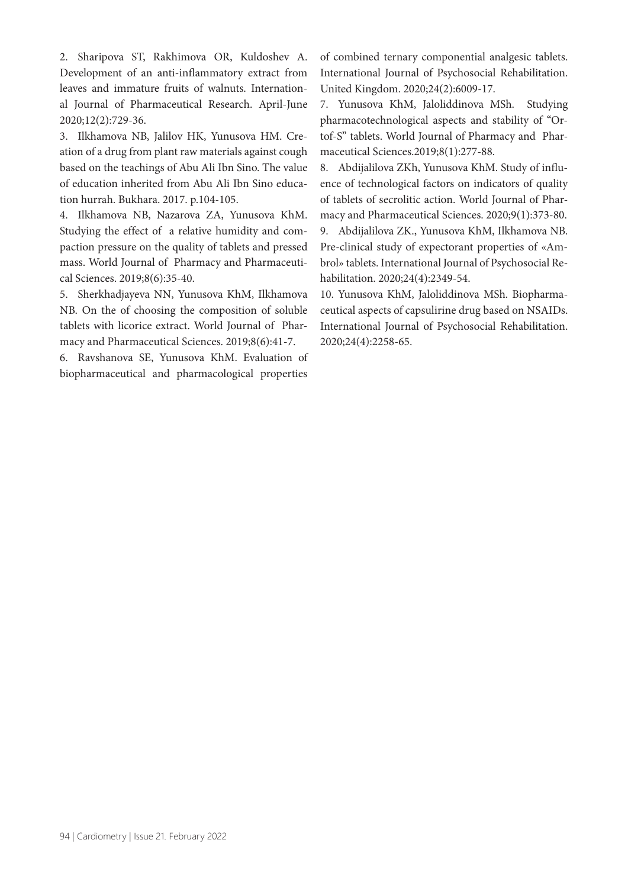2. Sharipova ST, Rakhimova OR, Kuldoshev A. Development of an anti-inflammatory extract from leaves and immature fruits of walnuts. International Journal of Pharmaceutical Research. April-June 2020;12(2):729-36.

3. Ilkhamova NB, Jalilov HK, Yunusova HM. Creation of a drug from plant raw materials against cough based on the teachings of Abu Ali Ibn Sino. The value of education inherited from Abu Ali Ibn Sino education hurrah. Bukhara. 2017. p.104-105.

4. Ilkhamova NB, Nazarova ZA, Yunusova KhM. Studying the effect of a relative humidity and compaction pressure on the quality of tablets and pressed mass. World Journal of Pharmacy and Pharmaceutical Sciences. 2019;8(6):35-40.

5. Sherkhadjayeva NN, Yunusova KhM, Ilkhamova NB. On the of choosing the composition of soluble tablets with licorice extract. World Journal of Pharmacy and Pharmaceutical Sciences. 2019;8(6):41-7.

6. Ravshanova SE, Yunusova KhM. Evaluation of biopharmaceutical and pharmacological properties of combined ternary componential analgesic tablets. International Journal of Psychosocial Rehabilitation. United Kingdom. 2020;24(2):6009-17.

7. Yunusova KhM, Jaloliddinova MSh. Studying pharmacotechnological aspects and stability of "Ortof-S" tablets. World Journal of Pharmacy and Pharmaceutical Sciences.2019;8(1):277-88.

8. Abdijalilova ZKh, Yunusova KhM. Study of influence of technological factors on indicators of quality of tablets of secrolitic action. World Journal of Pharmacy and Pharmaceutical Sciences. 2020;9(1):373-80.

9. Abdijalilova ZK., Yunusova KhM, Ilkhamova NB. Pre-clinical study of expectorant properties of «Ambrol» tablets. International Journal of Psychosocial Rehabilitation. 2020;24(4):2349-54.

10. Yunusova KhM, Jaloliddinova MSh. Biopharmaceutical aspects of capsulirine drug based on NSAIDs. International Journal of Psychosocial Rehabilitation. 2020;24(4):2258-65.